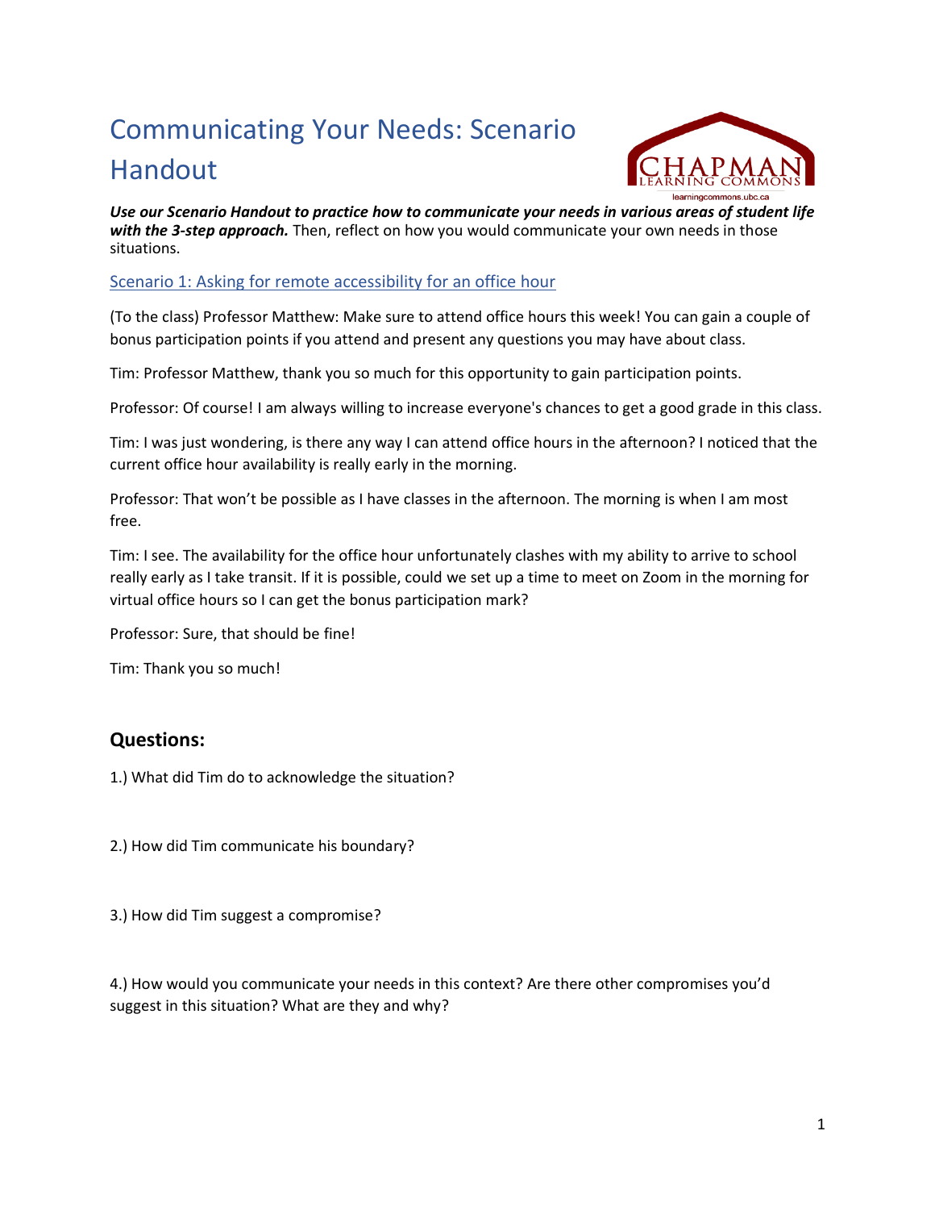# Communicating Your Needs: Scenario Handout

***Use our Scenario Handout to practice how to communicate your needs in various areas of student life with the 3-step approach.*** Then, reflect on how you would communicate your own needs in those situations.

## Scenario 1: Asking for remote accessibility for an office hour

(To the class) Professor Matthew: Make sure to attend office hours this week! You can gain a couple of bonus participation points if you attend and present any questions you may have about class.

Tim: Professor Matthew, thank you so much for this opportunity to gain participation points.

Professor: Of course! I am always willing to increase everyone's chances to get a good grade in this class.

Tim: I was just wondering, is there any way I can attend office hours in the afternoon? I noticed that the current office hour availability is really early in the morning.

Professor: That won't be possible as I have classes in the afternoon. The morning is when I am most free.

Tim: I see. The availability for the office hour unfortunately clashes with my ability to arrive to school really early as I take transit. If it is possible, could we set up a time to meet on Zoom in the morning for virtual office hours so I can get the bonus participation mark?

Professor: Sure, that should be fine!

Tim: Thank you so much!

## Questions:

1.) What did Tim do to acknowledge the situation?

2.) How did Tim communicate his boundary?

3.) How did Tim suggest a compromise?

4.) How would you communicate your needs in this context? Are there other compromises you'd suggest in this situation? What are they and why?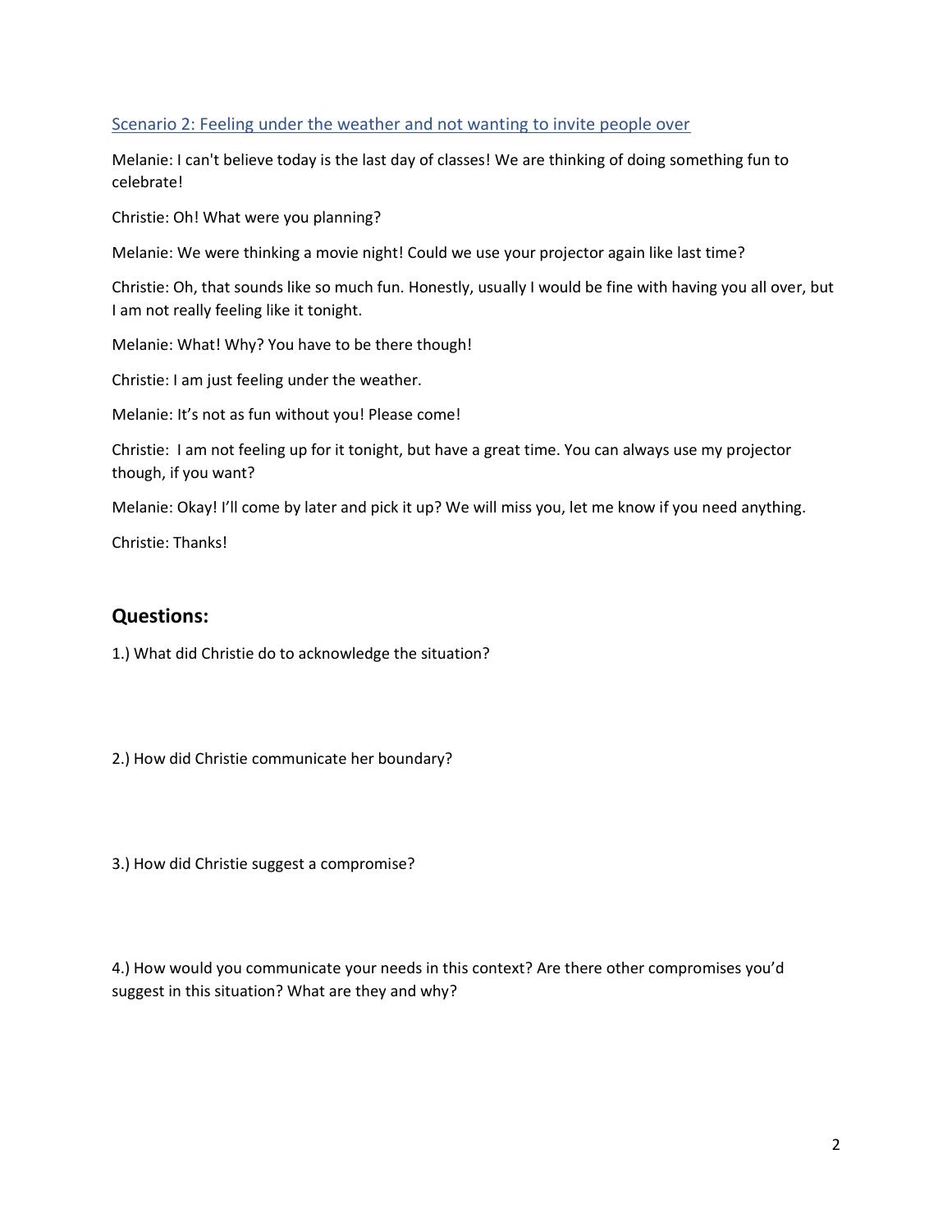## Scenario 2: Feeling under the weather and not wanting to invite people over

Melanie: I can't believe today is the last day of classes! We are thinking of doing something fun to celebrate!

Christie: Oh! What were you planning?

Melanie: We were thinking a movie night! Could we use your projector again like last time?

Christie: Oh, that sounds like so much fun. Honestly, usually I would be fine with having you all over, but I am not really feeling like it tonight.

Melanie: What! Why? You have to be there though!

Christie: I am just feeling under the weather.

Melanie: It's not as fun without you! Please come!

Christie: I am not feeling up for it tonight, but have a great time. You can always use my projector though, if you want?

Melanie: Okay! I'll come by later and pick it up? We will miss you, let me know if you need anything.

Christie: Thanks!

## Questions:

1.) What did Christie do to acknowledge the situation?

2.) How did Christie communicate her boundary?

3.) How did Christie suggest a compromise?

4.) How would you communicate your needs in this context? Are there other compromises you'd suggest in this situation? What are they and why?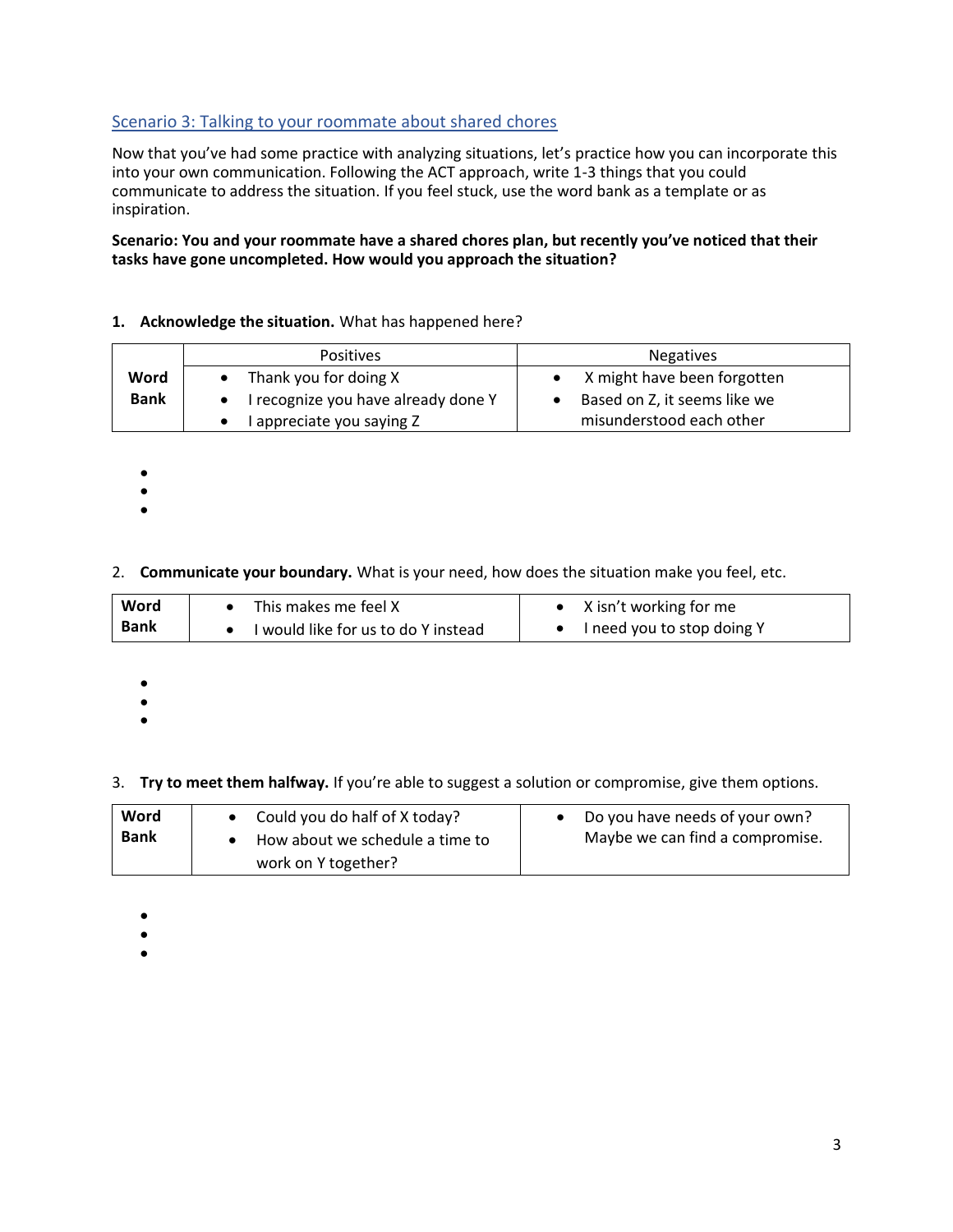## Scenario 3: Talking to your roommate about shared chores

Now that you've had some practice with analyzing situations, let's practice how you can incorporate this into your own communication. Following the ACT approach, write 1-3 things that you could communicate to address the situation. If you feel stuck, use the word bank as a template or as inspiration.

**Scenario: You and your roommate have a shared chores plan, but recently you've noticed that their tasks have gone uncompleted. How would you approach the situation?**

1. **Acknowledge the situation.** What has happened here?

| | Positives | Negatives |
|---|---|---|
| **Word Bank** | • Thank you for doing X<br>• I recognize you have already done Y<br>• I appreciate you saying Z | • X might have been forgotten<br>• Based on Z, it seems like we misunderstood each other |

- 
- 
- 

2. **Communicate your boundary.** What is your need, how does the situation make you feel, etc.

| | | |
|---|---|---|
| **Word Bank** | • This makes me feel X<br>• I would like for us to do Y instead | • X isn't working for me<br>• I need you to stop doing Y |

- 
- 
- 

3. **Try to meet them halfway.** If you're able to suggest a solution or compromise, give them options.

| | | |
|---|---|---|
| **Word Bank** | • Could you do half of X today?<br>• How about we schedule a time to work on Y together? | • Do you have needs of your own? Maybe we can find a compromise. |

- 
- 
-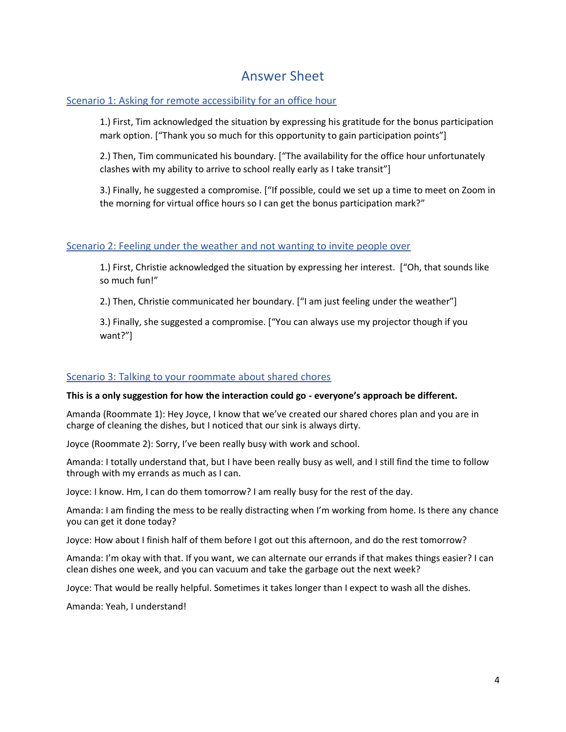# Answer Sheet

## Scenario 1: Asking for remote accessibility for an office hour

1.) First, Tim acknowledged the situation by expressing his gratitude for the bonus participation mark option. ["Thank you so much for this opportunity to gain participation points"]

2.) Then, Tim communicated his boundary. ["The availability for the office hour unfortunately clashes with my ability to arrive to school really early as I take transit"]

3.) Finally, he suggested a compromise. ["If possible, could we set up a time to meet on Zoom in the morning for virtual office hours so I can get the bonus participation mark?"

## Scenario 2: Feeling under the weather and not wanting to invite people over

1.) First, Christie acknowledged the situation by expressing her interest. ["Oh, that sounds like so much fun!"

2.) Then, Christie communicated her boundary. ["I am just feeling under the weather"]

3.) Finally, she suggested a compromise. ["You can always use my projector though if you want?"]

## Scenario 3: Talking to your roommate about shared chores

**This is a only suggestion for how the interaction could go - everyone's approach be different.**

Amanda (Roommate 1): Hey Joyce, I know that we've created our shared chores plan and you are in charge of cleaning the dishes, but I noticed that our sink is always dirty.

Joyce (Roommate 2): Sorry, I've been really busy with work and school.

Amanda: I totally understand that, but I have been really busy as well, and I still find the time to follow through with my errands as much as I can.

Joyce: I know. Hm, I can do them tomorrow? I am really busy for the rest of the day.

Amanda: I am finding the mess to be really distracting when I'm working from home. Is there any chance you can get it done today?

Joyce: How about I finish half of them before I got out this afternoon, and do the rest tomorrow?

Amanda: I'm okay with that. If you want, we can alternate our errands if that makes things easier? I can clean dishes one week, and you can vacuum and take the garbage out the next week?

Joyce: That would be really helpful. Sometimes it takes longer than I expect to wash all the dishes.

Amanda: Yeah, I understand!